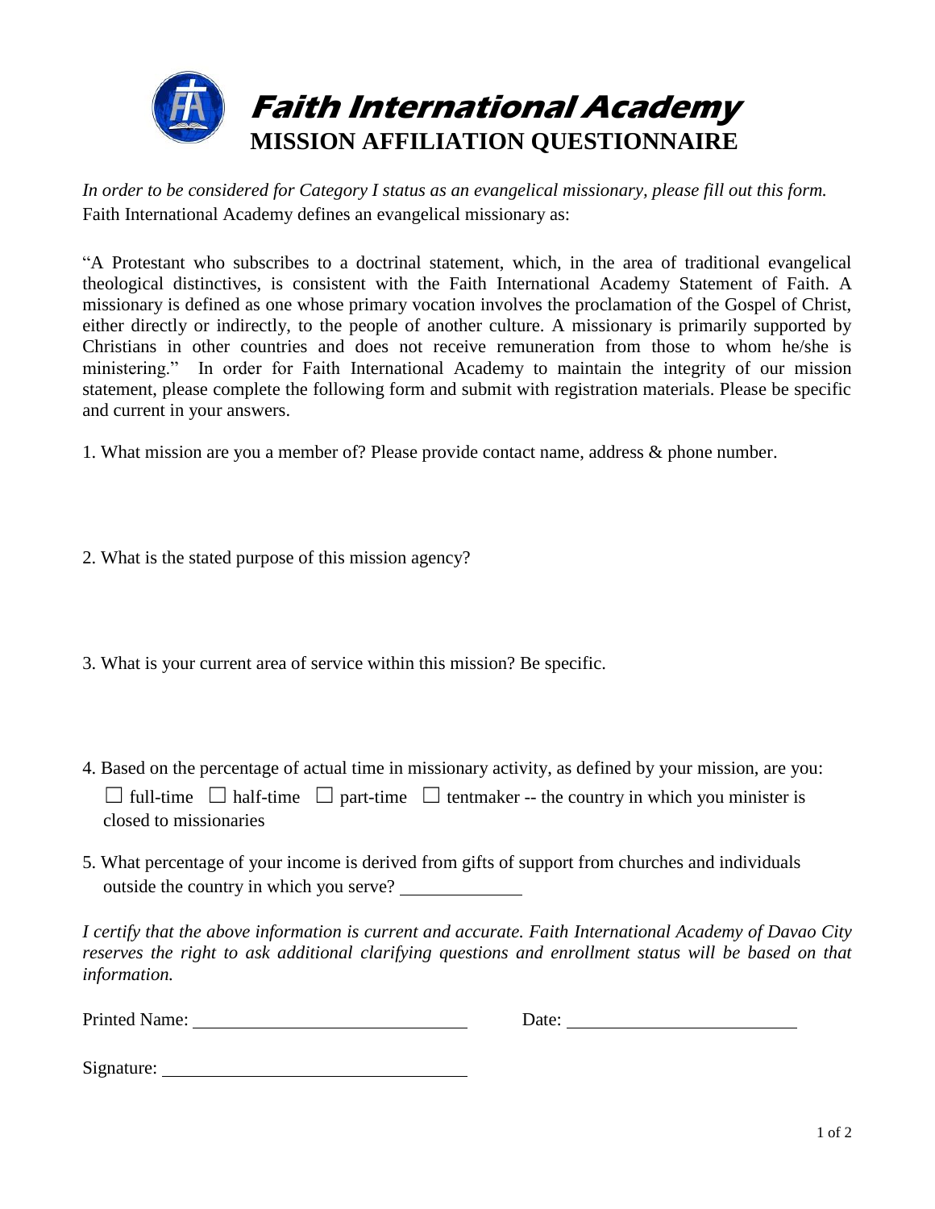# Faith International Academy

## MISSION AFFILIATION QUESTIONNAIRE

*In order to be considered for Category I status as an evangelical missionary, please fill out this form.*
Faith International Academy defines an evangelical missionary as:

"A Protestant who subscribes to a doctrinal statement, which, in the area of traditional evangelical theological distinctives, is consistent with the Faith International Academy Statement of Faith. A missionary is defined as one whose primary vocation involves the proclamation of the Gospel of Christ, either directly or indirectly, to the people of another culture. A missionary is primarily supported by Christians in other countries and does not receive remuneration from those to whom he/she is ministering." In order for Faith International Academy to maintain the integrity of our mission statement, please complete the following form and submit with registration materials. Please be specific and current in your answers.

1. What mission are you a member of? Please provide contact name, address & phone number.

2. What is the stated purpose of this mission agency?

3. What is your current area of service within this mission? Be specific.

4. Based on the percentage of actual time in missionary activity, as defined by your mission, are you:
   ☐ full-time ☐ half-time ☐ part-time ☐ tentmaker -- the country in which you minister is closed to missionaries

5. What percentage of your income is derived from gifts of support from churches and individuals outside the country in which you serve? ______________

*I certify that the above information is current and accurate. Faith International Academy of Davao City reserves the right to ask additional clarifying questions and enrollment status will be based on that information.*

Printed Name: ______________________________ Date: __________________________

Signature: ________________________________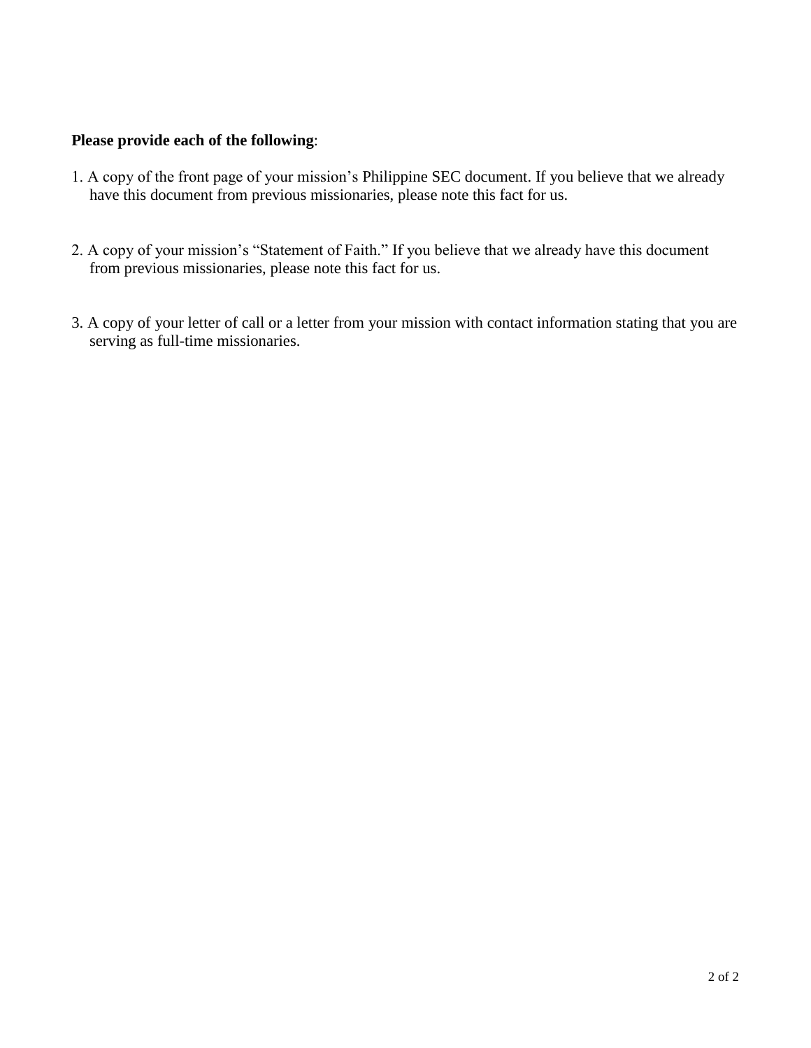**Please provide each of the following**:

1. A copy of the front page of your mission’s Philippine SEC document. If you believe that we already have this document from previous missionaries, please note this fact for us.

2. A copy of your mission’s “Statement of Faith.” If you believe that we already have this document from previous missionaries, please note this fact for us.

3. A copy of your letter of call or a letter from your mission with contact information stating that you are serving as full-time missionaries.